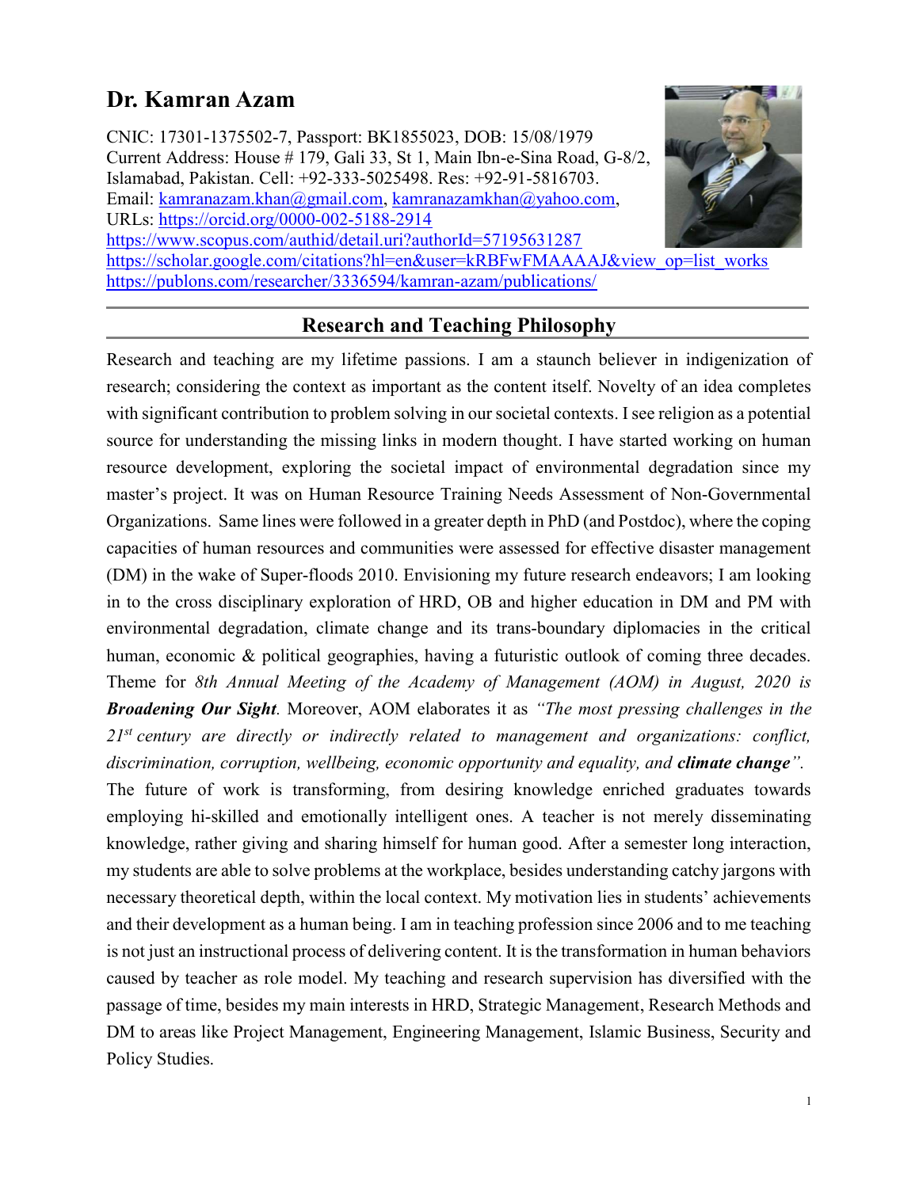# Dr. Kamran Azam

CNIC: 17301-1375502-7, Passport: BK1855023, DOB: 15/08/1979
Current Address: House # 179, Gali 33, St 1, Main Ibn-e-Sina Road, G-8/2, Islamabad, Pakistan. Cell: +92-333-5025498. Res: +92-91-5816703.
Email: kamranazam.khan@gmail.com, kamranazamkhan@yahoo.com,
URLs: https://orcid.org/0000-002-5188-2914
https://www.scopus.com/authid/detail.uri?authorId=57195631287
https://scholar.google.com/citations?hl=en&user=kRBFwFMAAAAJ&view_op=list_works
https://publons.com/researcher/3336594/kamran-azam/publications/

## Research and Teaching Philosophy

Research and teaching are my lifetime passions. I am a staunch believer in indigenization of research; considering the context as important as the content itself. Novelty of an idea completes with significant contribution to problem solving in our societal contexts. I see religion as a potential source for understanding the missing links in modern thought. I have started working on human resource development, exploring the societal impact of environmental degradation since my master's project. It was on Human Resource Training Needs Assessment of Non-Governmental Organizations. Same lines were followed in a greater depth in PhD (and Postdoc), where the coping capacities of human resources and communities were assessed for effective disaster management (DM) in the wake of Super-floods 2010. Envisioning my future research endeavors; I am looking in to the cross disciplinary exploration of HRD, OB and higher education in DM and PM with environmental degradation, climate change and its trans-boundary diplomacies in the critical human, economic & political geographies, having a futuristic outlook of coming three decades. Theme for *8th Annual Meeting of the Academy of Management (AOM) in August, 2020 is* ***Broadening Our Sight***. Moreover, AOM elaborates it as *"The most pressing challenges in the 21st century are directly or indirectly related to management and organizations: conflict, discrimination, corruption, wellbeing, economic opportunity and equality, and* ***climate change****".*

The future of work is transforming, from desiring knowledge enriched graduates towards employing hi-skilled and emotionally intelligent ones. A teacher is not merely disseminating knowledge, rather giving and sharing himself for human good. After a semester long interaction, my students are able to solve problems at the workplace, besides understanding catchy jargons with necessary theoretical depth, within the local context. My motivation lies in students' achievements and their development as a human being. I am in teaching profession since 2006 and to me teaching is not just an instructional process of delivering content. It is the transformation in human behaviors caused by teacher as role model. My teaching and research supervision has diversified with the passage of time, besides my main interests in HRD, Strategic Management, Research Methods and DM to areas like Project Management, Engineering Management, Islamic Business, Security and Policy Studies.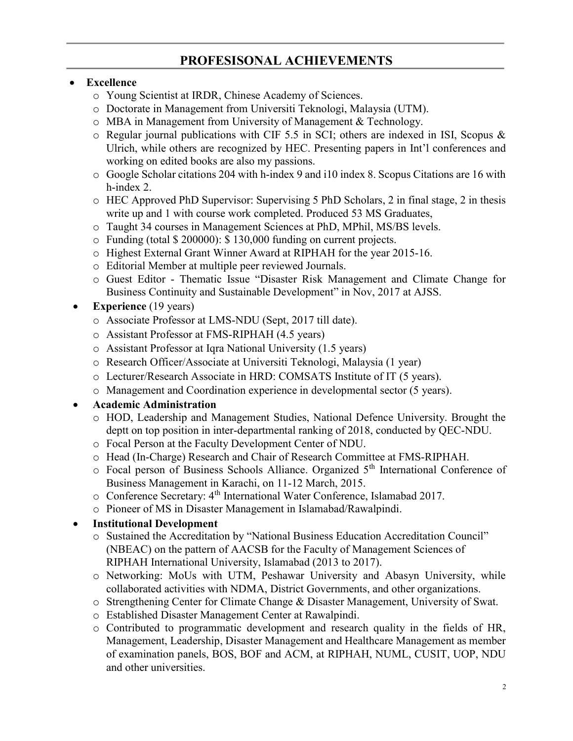# PROFESISONAL ACHIEVEMENTS

- **Excellence**
  - Young Scientist at IRDR, Chinese Academy of Sciences.
  - Doctorate in Management from Universiti Teknologi, Malaysia (UTM).
  - MBA in Management from University of Management & Technology.
  - Regular journal publications with CIF 5.5 in SCI; others are indexed in ISI, Scopus & Ulrich, while others are recognized by HEC. Presenting papers in Int'l conferences and working on edited books are also my passions.
  - Google Scholar citations 204 with h-index 9 and i10 index 8. Scopus Citations are 16 with h-index 2.
  - HEC Approved PhD Supervisor: Supervising 5 PhD Scholars, 2 in final stage, 2 in thesis write up and 1 with course work completed. Produced 53 MS Graduates,
  - Taught 34 courses in Management Sciences at PhD, MPhil, MS/BS levels.
  - Funding (total $ 200000): $ 130,000 funding on current projects.
  - Highest External Grant Winner Award at RIPHAH for the year 2015-16.
  - Editorial Member at multiple peer reviewed Journals.
  - Guest Editor - Thematic Issue "Disaster Risk Management and Climate Change for Business Continuity and Sustainable Development" in Nov, 2017 at AJSS.
- **Experience** (19 years)
  - Associate Professor at LMS-NDU (Sept, 2017 till date).
  - Assistant Professor at FMS-RIPHAH (4.5 years)
  - Assistant Professor at Iqra National University (1.5 years)
  - Research Officer/Associate at Universiti Teknologi, Malaysia (1 year)
  - Lecturer/Research Associate in HRD: COMSATS Institute of IT (5 years).
  - Management and Coordination experience in developmental sector (5 years).
- **Academic Administration**
  - HOD, Leadership and Management Studies, National Defence University. Brought the deptt on top position in inter-departmental ranking of 2018, conducted by QEC-NDU.
  - Focal Person at the Faculty Development Center of NDU.
  - Head (In-Charge) Research and Chair of Research Committee at FMS-RIPHAH.
  - Focal person of Business Schools Alliance. Organized 5th International Conference of Business Management in Karachi, on 11-12 March, 2015.
  - Conference Secretary: 4th International Water Conference, Islamabad 2017.
  - Pioneer of MS in Disaster Management in Islamabad/Rawalpindi.
- **Institutional Development**
  - Sustained the Accreditation by "National Business Education Accreditation Council" (NBEAC) on the pattern of AACSB for the Faculty of Management Sciences of RIPHAH International University, Islamabad (2013 to 2017).
  - Networking: MoUs with UTM, Peshawar University and Abasyn University, while collaborated activities with NDMA, District Governments, and other organizations.
  - Strengthening Center for Climate Change & Disaster Management, University of Swat.
  - Established Disaster Management Center at Rawalpindi.
  - Contributed to programmatic development and research quality in the fields of HR, Management, Leadership, Disaster Management and Healthcare Management as member of examination panels, BOS, BOF and ACM, at RIPHAH, NUML, CUSIT, UOP, NDU and other universities.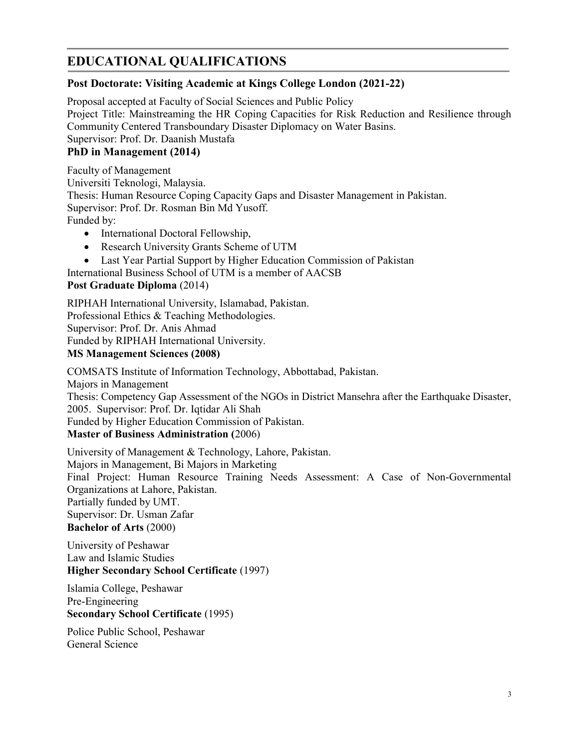## EDUCATIONAL QUALIFICATIONS

**Post Doctorate: Visiting Academic at Kings College London (2021-22)**

Proposal accepted at Faculty of Social Sciences and Public Policy
Project Title: Mainstreaming the HR Coping Capacities for Risk Reduction and Resilience through Community Centered Transboundary Disaster Diplomacy on Water Basins.
Supervisor: Prof. Dr. Daanish Mustafa

**PhD in Management (2014)**

Faculty of Management
Universiti Teknologi, Malaysia.
Thesis: Human Resource Coping Capacity Gaps and Disaster Management in Pakistan.
Supervisor: Prof. Dr. Rosman Bin Md Yusoff.
Funded by:

- International Doctoral Fellowship,
- Research University Grants Scheme of UTM
- Last Year Partial Support by Higher Education Commission of Pakistan

International Business School of UTM is a member of AACSB

**Post Graduate Diploma** (2014)

RIPHAH International University, Islamabad, Pakistan.
Professional Ethics & Teaching Methodologies.
Supervisor: Prof. Dr. Anis Ahmad
Funded by RIPHAH International University.

**MS Management Sciences (2008)**

COMSATS Institute of Information Technology, Abbottabad, Pakistan.
Majors in Management
Thesis: Competency Gap Assessment of the NGOs in District Mansehra after the Earthquake Disaster, 2005. Supervisor: Prof. Dr. Iqtidar Ali Shah
Funded by Higher Education Commission of Pakistan.

**Master of Business Administration (**2006)

University of Management & Technology, Lahore, Pakistan.
Majors in Management, Bi Majors in Marketing
Final Project: Human Resource Training Needs Assessment: A Case of Non-Governmental Organizations at Lahore, Pakistan.
Partially funded by UMT.
Supervisor: Dr. Usman Zafar

**Bachelor of Arts** (2000)

University of Peshawar
Law and Islamic Studies

**Higher Secondary School Certificate** (1997)

Islamia College, Peshawar
Pre-Engineering

**Secondary School Certificate** (1995)

Police Public School, Peshawar
General Science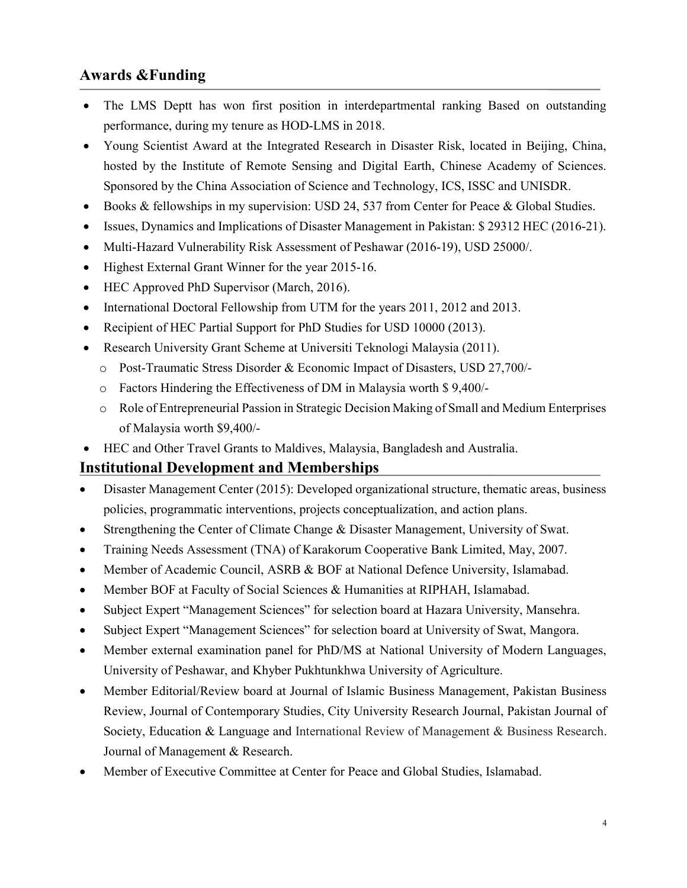## Awards &Funding

- The LMS Deptt has won first position in interdepartmental ranking Based on outstanding performance, during my tenure as HOD-LMS in 2018.
- Young Scientist Award at the Integrated Research in Disaster Risk, located in Beijing, China, hosted by the Institute of Remote Sensing and Digital Earth, Chinese Academy of Sciences. Sponsored by the China Association of Science and Technology, ICS, ISSC and UNISDR.
- Books & fellowships in my supervision: USD 24, 537 from Center for Peace & Global Studies.
- Issues, Dynamics and Implications of Disaster Management in Pakistan: $ 29312 HEC (2016-21).
- Multi-Hazard Vulnerability Risk Assessment of Peshawar (2016-19), USD 25000/.
- Highest External Grant Winner for the year 2015-16.
- HEC Approved PhD Supervisor (March, 2016).
- International Doctoral Fellowship from UTM for the years 2011, 2012 and 2013.
- Recipient of HEC Partial Support for PhD Studies for USD 10000 (2013).
- Research University Grant Scheme at Universiti Teknologi Malaysia (2011).
  - Post-Traumatic Stress Disorder & Economic Impact of Disasters, USD 27,700/-
  - Factors Hindering the Effectiveness of DM in Malaysia worth $ 9,400/-
  - Role of Entrepreneurial Passion in Strategic Decision Making of Small and Medium Enterprises of Malaysia worth $9,400/-
- HEC and Other Travel Grants to Maldives, Malaysia, Bangladesh and Australia.

## Institutional Development and Memberships

- Disaster Management Center (2015): Developed organizational structure, thematic areas, business policies, programmatic interventions, projects conceptualization, and action plans.
- Strengthening the Center of Climate Change & Disaster Management, University of Swat.
- Training Needs Assessment (TNA) of Karakorum Cooperative Bank Limited, May, 2007.
- Member of Academic Council, ASRB & BOF at National Defence University, Islamabad.
- Member BOF at Faculty of Social Sciences & Humanities at RIPHAH, Islamabad.
- Subject Expert "Management Sciences" for selection board at Hazara University, Mansehra.
- Subject Expert "Management Sciences" for selection board at University of Swat, Mangora.
- Member external examination panel for PhD/MS at National University of Modern Languages, University of Peshawar, and Khyber Pukhtunkhwa University of Agriculture.
- Member Editorial/Review board at Journal of Islamic Business Management, Pakistan Business Review, Journal of Contemporary Studies, City University Research Journal, Pakistan Journal of Society, Education & Language and International Review of Management & Business Research. Journal of Management & Research.
- Member of Executive Committee at Center for Peace and Global Studies, Islamabad.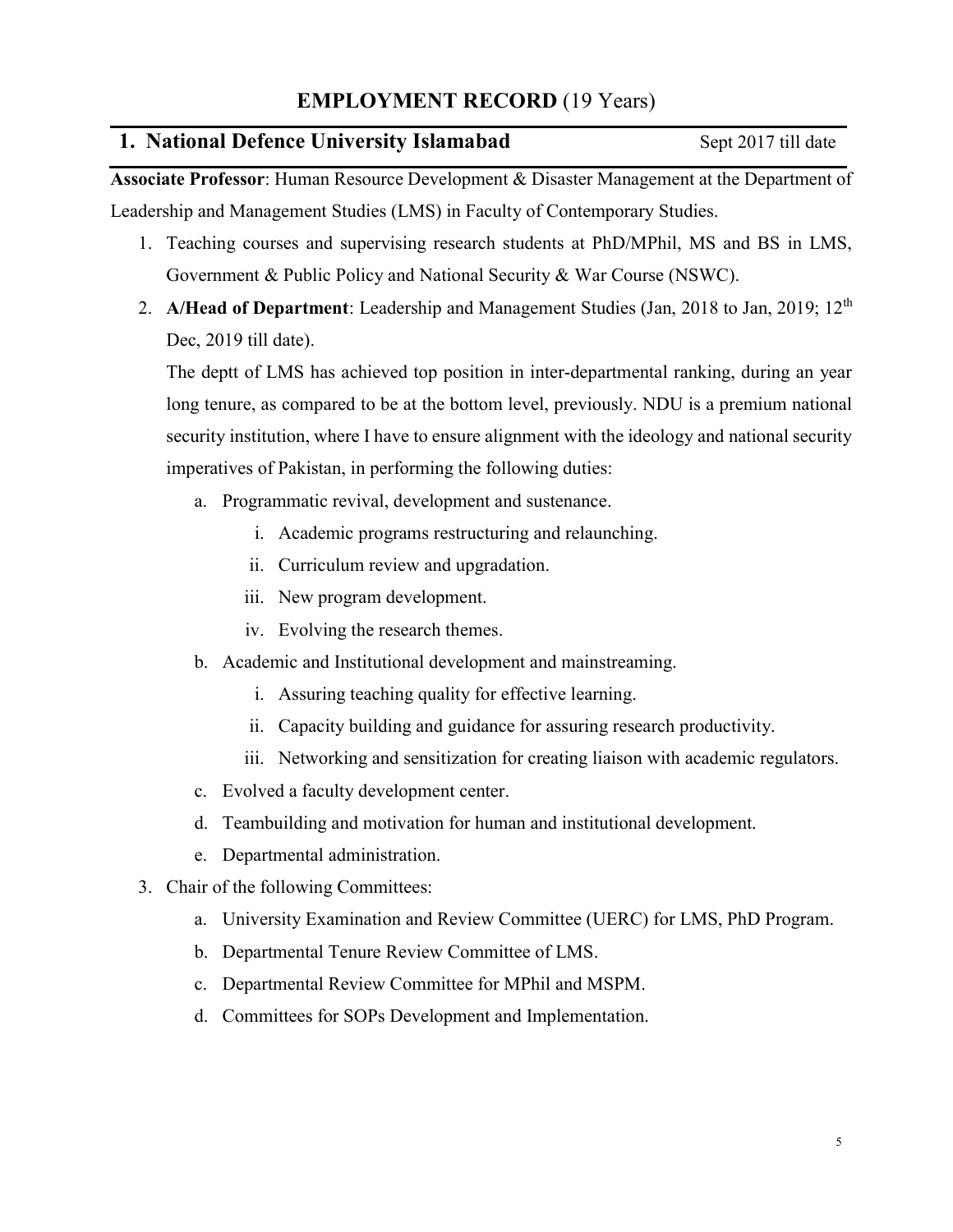# EMPLOYMENT RECORD (19 Years)

## 1. National Defence University Islamabad — Sept 2017 till date

**Associate Professor**: Human Resource Development & Disaster Management at the Department of Leadership and Management Studies (LMS) in Faculty of Contemporary Studies.

1. Teaching courses and supervising research students at PhD/MPhil, MS and BS in LMS, Government & Public Policy and National Security & War Course (NSWC).
2. **A/Head of Department**: Leadership and Management Studies (Jan, 2018 to Jan, 2019; 12th Dec, 2019 till date).

   The deptt of LMS has achieved top position in inter-departmental ranking, during an year long tenure, as compared to be at the bottom level, previously. NDU is a premium national security institution, where I have to ensure alignment with the ideology and national security imperatives of Pakistan, in performing the following duties:

   a. Programmatic revival, development and sustenance.
      i. Academic programs restructuring and relaunching.
      ii. Curriculum review and upgradation.
      iii. New program development.
      iv. Evolving the research themes.

   b. Academic and Institutional development and mainstreaming.
      i. Assuring teaching quality for effective learning.
      ii. Capacity building and guidance for assuring research productivity.
      iii. Networking and sensitization for creating liaison with academic regulators.

   c. Evolved a faculty development center.

   d. Teambuilding and motivation for human and institutional development.

   e. Departmental administration.

3. Chair of the following Committees:

   a. University Examination and Review Committee (UERC) for LMS, PhD Program.

   b. Departmental Tenure Review Committee of LMS.

   c. Departmental Review Committee for MPhil and MSPM.

   d. Committees for SOPs Development and Implementation.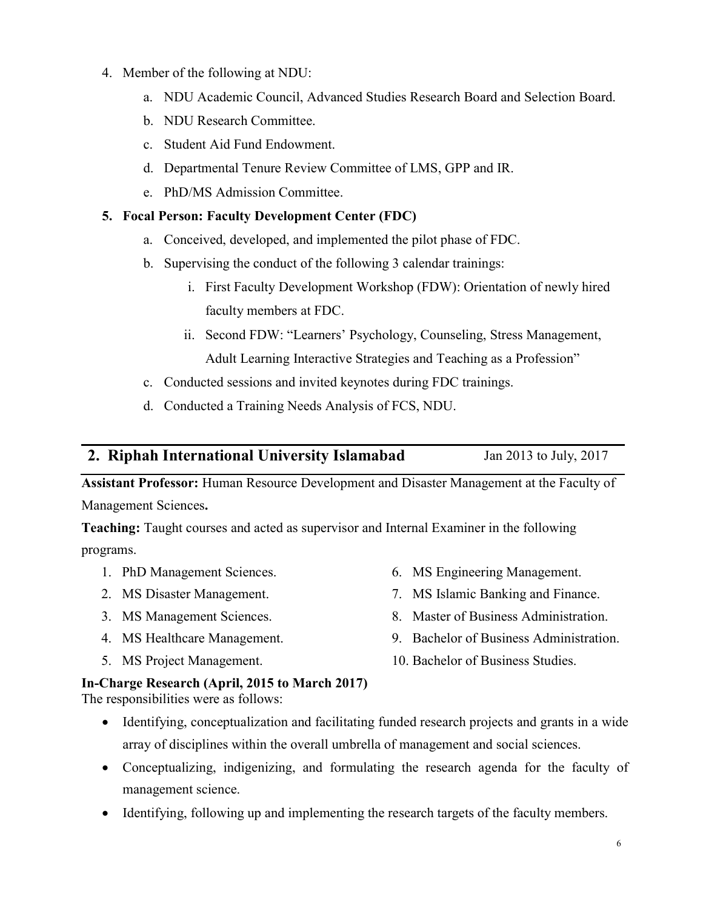4. Member of the following at NDU:
    a. NDU Academic Council, Advanced Studies Research Board and Selection Board.
    b. NDU Research Committee.
    c. Student Aid Fund Endowment.
    d. Departmental Tenure Review Committee of LMS, GPP and IR.
    e. PhD/MS Admission Committee.

5. **Focal Person: Faculty Development Center (FDC)**
    a. Conceived, developed, and implemented the pilot phase of FDC.
    b. Supervising the conduct of the following 3 calendar trainings:
        i. First Faculty Development Workshop (FDW): Orientation of newly hired faculty members at FDC.
        ii. Second FDW: "Learners' Psychology, Counseling, Stress Management, Adult Learning Interactive Strategies and Teaching as a Profession"
    c. Conducted sessions and invited keynotes during FDC trainings.
    d. Conducted a Training Needs Analysis of FCS, NDU.

## 2. Riphah International University Islamabad — Jan 2013 to July, 2017

**Assistant Professor:** Human Resource Development and Disaster Management at the Faculty of Management Sciences**.**

**Teaching:** Taught courses and acted as supervisor and Internal Examiner in the following programs.

1. PhD Management Sciences.
2. MS Disaster Management.
3. MS Management Sciences.
4. MS Healthcare Management.
5. MS Project Management.
6. MS Engineering Management.
7. MS Islamic Banking and Finance.
8. Master of Business Administration.
9. Bachelor of Business Administration.
10. Bachelor of Business Studies.

**In-Charge Research (April, 2015 to March 2017)**

The responsibilities were as follows:

- Identifying, conceptualization and facilitating funded research projects and grants in a wide array of disciplines within the overall umbrella of management and social sciences.
- Conceptualizing, indigenizing, and formulating the research agenda for the faculty of management science.
- Identifying, following up and implementing the research targets of the faculty members.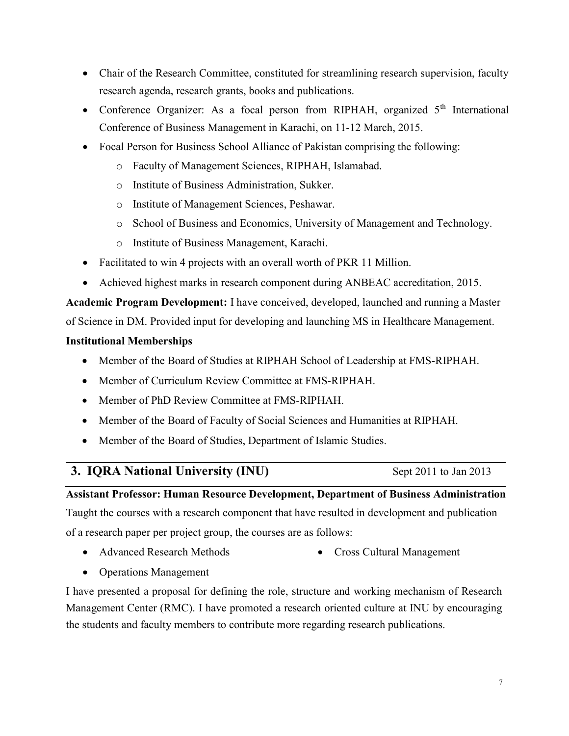- Chair of the Research Committee, constituted for streamlining research supervision, faculty research agenda, research grants, books and publications.
- Conference Organizer: As a focal person from RIPHAH, organized 5th International Conference of Business Management in Karachi, on 11-12 March, 2015.
- Focal Person for Business School Alliance of Pakistan comprising the following:
  - Faculty of Management Sciences, RIPHAH, Islamabad.
  - Institute of Business Administration, Sukker.
  - Institute of Management Sciences, Peshawar.
  - School of Business and Economics, University of Management and Technology.
  - Institute of Business Management, Karachi.
- Facilitated to win 4 projects with an overall worth of PKR 11 Million.
- Achieved highest marks in research component during ANBEAC accreditation, 2015.

**Academic Program Development:** I have conceived, developed, launched and running a Master of Science in DM. Provided input for developing and launching MS in Healthcare Management.

**Institutional Memberships**

- Member of the Board of Studies at RIPHAH School of Leadership at FMS-RIPHAH.
- Member of Curriculum Review Committee at FMS-RIPHAH.
- Member of PhD Review Committee at FMS-RIPHAH.
- Member of the Board of Faculty of Social Sciences and Humanities at RIPHAH.
- Member of the Board of Studies, Department of Islamic Studies.

## 3. IQRA National University (INU) — Sept 2011 to Jan 2013

**Assistant Professor: Human Resource Development, Department of Business Administration**

Taught the courses with a research component that have resulted in development and publication of a research paper per project group, the courses are as follows:

- Advanced Research Methods
- Cross Cultural Management
- Operations Management

I have presented a proposal for defining the role, structure and working mechanism of Research Management Center (RMC). I have promoted a research oriented culture at INU by encouraging the students and faculty members to contribute more regarding research publications.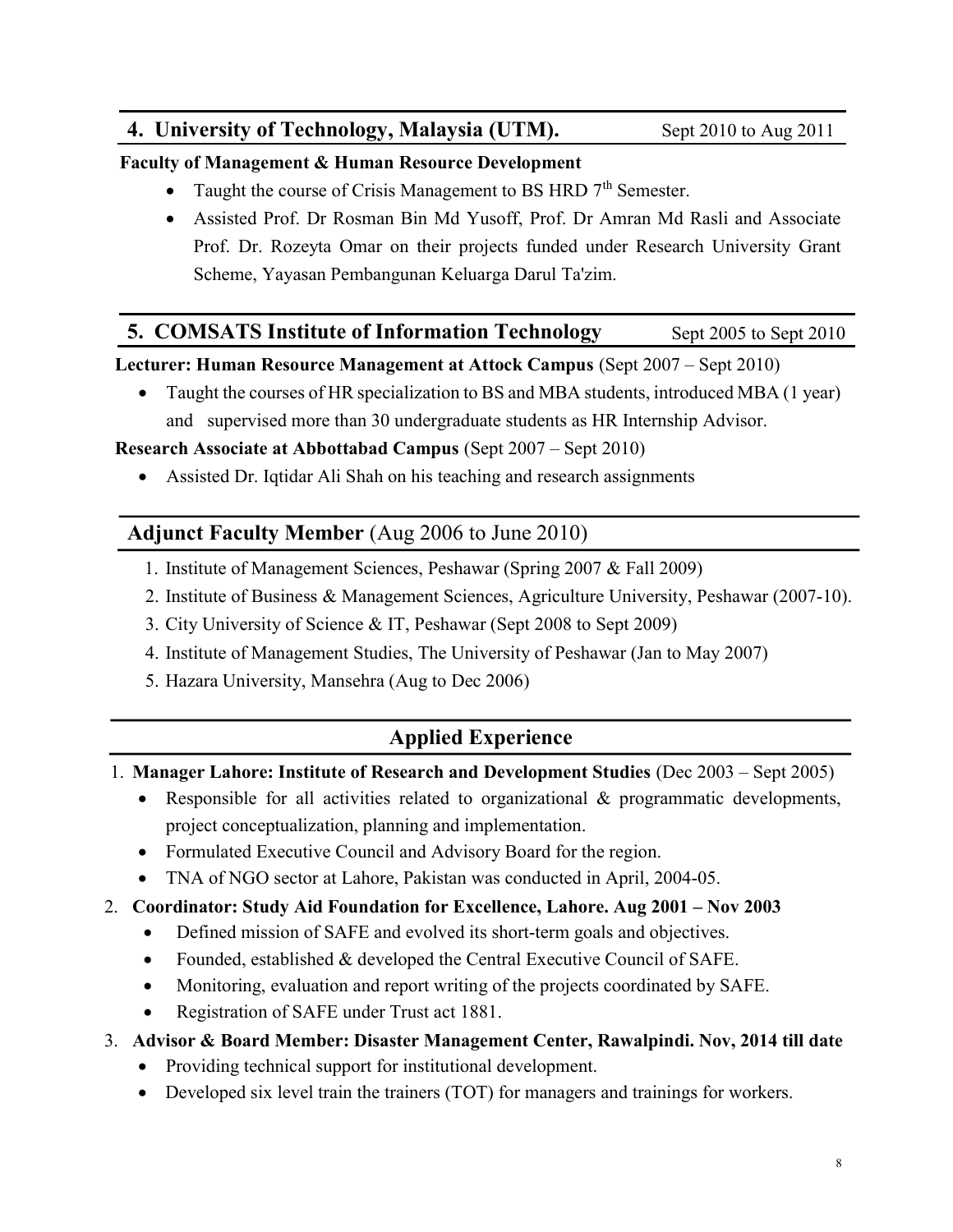## 4. University of Technology, Malaysia (UTM). Sept 2010 to Aug 2011

**Faculty of Management & Human Resource Development**

- Taught the course of Crisis Management to BS HRD 7th Semester.
- Assisted Prof. Dr Rosman Bin Md Yusoff, Prof. Dr Amran Md Rasli and Associate Prof. Dr. Rozeyta Omar on their projects funded under Research University Grant Scheme, Yayasan Pembangunan Keluarga Darul Ta'zim.

## 5. COMSATS Institute of Information Technology Sept 2005 to Sept 2010

**Lecturer: Human Resource Management at Attock Campus** (Sept 2007 – Sept 2010)

- Taught the courses of HR specialization to BS and MBA students, introduced MBA (1 year) and supervised more than 30 undergraduate students as HR Internship Advisor.

**Research Associate at Abbottabad Campus** (Sept 2007 – Sept 2010)

- Assisted Dr. Iqtidar Ali Shah on his teaching and research assignments

## Adjunct Faculty Member (Aug 2006 to June 2010)

1. Institute of Management Sciences, Peshawar (Spring 2007 & Fall 2009)
2. Institute of Business & Management Sciences, Agriculture University, Peshawar (2007-10).
3. City University of Science & IT, Peshawar (Sept 2008 to Sept 2009)
4. Institute of Management Studies, The University of Peshawar (Jan to May 2007)
5. Hazara University, Mansehra (Aug to Dec 2006)

## Applied Experience

1. **Manager Lahore: Institute of Research and Development Studies** (Dec 2003 – Sept 2005)
   - Responsible for all activities related to organizational & programmatic developments, project conceptualization, planning and implementation.
   - Formulated Executive Council and Advisory Board for the region.
   - TNA of NGO sector at Lahore, Pakistan was conducted in April, 2004-05.
2. **Coordinator: Study Aid Foundation for Excellence, Lahore. Aug 2001 – Nov 2003**
   - Defined mission of SAFE and evolved its short-term goals and objectives.
   - Founded, established & developed the Central Executive Council of SAFE.
   - Monitoring, evaluation and report writing of the projects coordinated by SAFE.
   - Registration of SAFE under Trust act 1881.
3. **Advisor & Board Member: Disaster Management Center, Rawalpindi. Nov, 2014 till date**
   - Providing technical support for institutional development.
   - Developed six level train the trainers (TOT) for managers and trainings for workers.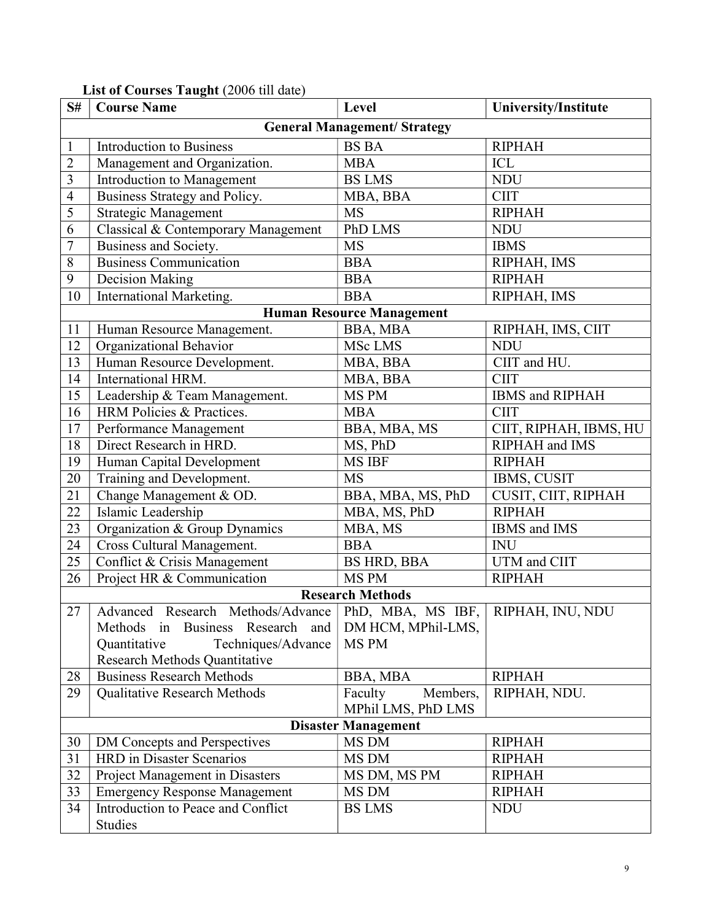**List of Courses Taught** (2006 till date)

| S# | Course Name | Level | University/Institute |
|---|---|---|---|
| **General Management/ Strategy** | | | |
| 1 | Introduction to Business | BS BA | RIPHAH |
| 2 | Management and Organization. | MBA | ICL |
| 3 | Introduction to Management | BS LMS | NDU |
| 4 | Business Strategy and Policy. | MBA, BBA | CIIT |
| 5 | Strategic Management | MS | RIPHAH |
| 6 | Classical & Contemporary Management | PhD LMS | NDU |
| 7 | Business and Society. | MS | IBMS |
| 8 | Business Communication | BBA | RIPHAH, IMS |
| 9 | Decision Making | BBA | RIPHAH |
| 10 | International Marketing. | BBA | RIPHAH, IMS |
| **Human Resource Management** | | | |
| 11 | Human Resource Management. | BBA, MBA | RIPHAH, IMS, CIIT |
| 12 | Organizational Behavior | MSc LMS | NDU |
| 13 | Human Resource Development. | MBA, BBA | CIIT and HU. |
| 14 | International HRM. | MBA, BBA | CIIT |
| 15 | Leadership & Team Management. | MS PM | IBMS and RIPHAH |
| 16 | HRM Policies & Practices. | MBA | CIIT |
| 17 | Performance Management | BBA, MBA, MS | CIIT, RIPHAH, IBMS, HU |
| 18 | Direct Research in HRD. | MS, PhD | RIPHAH and IMS |
| 19 | Human Capital Development | MS IBF | RIPHAH |
| 20 | Training and Development. | MS | IBMS, CUSIT |
| 21 | Change Management & OD. | BBA, MBA, MS, PhD | CUSIT, CIIT, RIPHAH |
| 22 | Islamic Leadership | MBA, MS, PhD | RIPHAH |
| 23 | Organization & Group Dynamics | MBA, MS | IBMS and IMS |
| 24 | Cross Cultural Management. | BBA | INU |
| 25 | Conflict & Crisis Management | BS HRD, BBA | UTM and CIIT |
| 26 | Project HR & Communication | MS PM | RIPHAH |
| **Research Methods** | | | |
| 27 | Advanced Research Methods/Advance Methods in Business Research and Quantitative Techniques/Advance Research Methods Quantitative | PhD, MBA, MS IBF, DM HCM, MPhil-LMS, MS PM | RIPHAH, INU, NDU |
| 28 | Business Research Methods | BBA, MBA | RIPHAH |
| 29 | Qualitative Research Methods | Faculty Members, MPhil LMS, PhD LMS | RIPHAH, NDU. |
| **Disaster Management** | | | |
| 30 | DM Concepts and Perspectives | MS DM | RIPHAH |
| 31 | HRD in Disaster Scenarios | MS DM | RIPHAH |
| 32 | Project Management in Disasters | MS DM, MS PM | RIPHAH |
| 33 | Emergency Response Management | MS DM | RIPHAH |
| 34 | Introduction to Peace and Conflict Studies | BS LMS | NDU |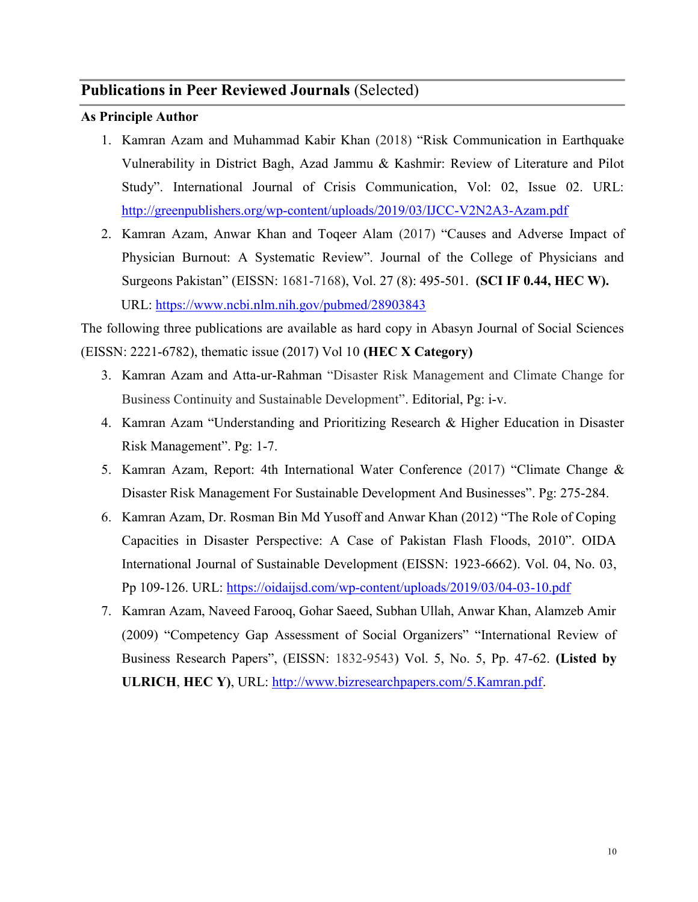## **Publications in Peer Reviewed Journals** (Selected)

**As Principle Author**

1. Kamran Azam and Muhammad Kabir Khan (2018) "Risk Communication in Earthquake Vulnerability in District Bagh, Azad Jammu & Kashmir: Review of Literature and Pilot Study". International Journal of Crisis Communication, Vol: 02, Issue 02. URL: http://greenpublishers.org/wp-content/uploads/2019/03/IJCC-V2N2A3-Azam.pdf
2. Kamran Azam, Anwar Khan and Toqeer Alam (2017) "Causes and Adverse Impact of Physician Burnout: A Systematic Review". Journal of the College of Physicians and Surgeons Pakistan" (EISSN: 1681-7168), Vol. 27 (8): 495-501. **(SCI IF 0.44, HEC W).** URL: https://www.ncbi.nlm.nih.gov/pubmed/28903843

The following three publications are available as hard copy in Abasyn Journal of Social Sciences (EISSN: 2221-6782), thematic issue (2017) Vol 10 **(HEC X Category)**

3. Kamran Azam and Atta-ur-Rahman "Disaster Risk Management and Climate Change for Business Continuity and Sustainable Development". Editorial, Pg: i-v.
4. Kamran Azam "Understanding and Prioritizing Research & Higher Education in Disaster Risk Management". Pg: 1-7.
5. Kamran Azam, Report: 4th International Water Conference (2017) "Climate Change & Disaster Risk Management For Sustainable Development And Businesses". Pg: 275-284.
6. Kamran Azam, Dr. Rosman Bin Md Yusoff and Anwar Khan (2012) "The Role of Coping Capacities in Disaster Perspective: A Case of Pakistan Flash Floods, 2010". OIDA International Journal of Sustainable Development (EISSN: 1923-6662). Vol. 04, No. 03, Pp 109-126. URL: https://oidaijsd.com/wp-content/uploads/2019/03/04-03-10.pdf
7. Kamran Azam, Naveed Farooq, Gohar Saeed, Subhan Ullah, Anwar Khan, Alamzeb Amir (2009) "Competency Gap Assessment of Social Organizers" "International Review of Business Research Papers", (EISSN: 1832-9543) Vol. 5, No. 5, Pp. 47-62. **(Listed by ULRICH**, **HEC Y)**, URL: http://www.bizresearchpapers.com/5.Kamran.pdf.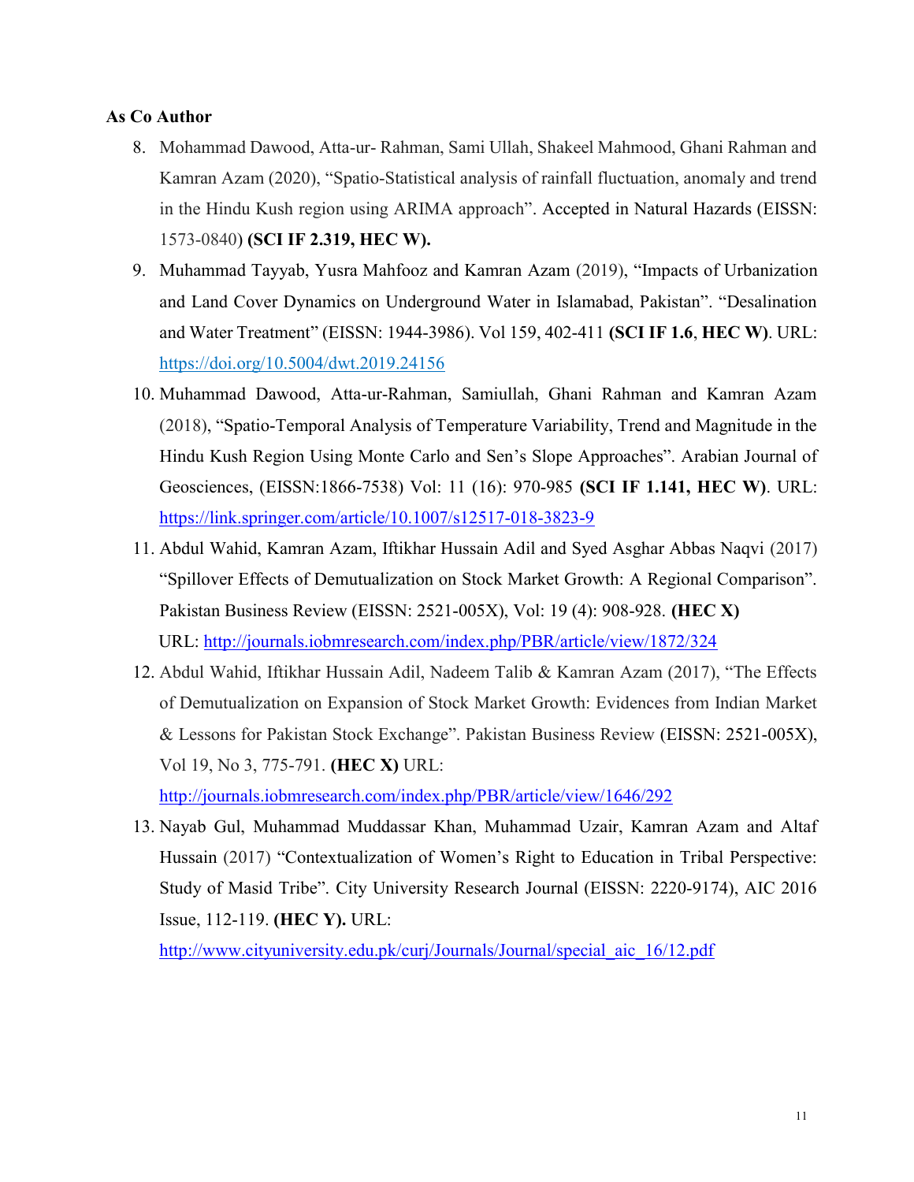**As Co Author**

8. Mohammad Dawood, Atta-ur- Rahman, Sami Ullah, Shakeel Mahmood, Ghani Rahman and Kamran Azam (2020), "Spatio-Statistical analysis of rainfall fluctuation, anomaly and trend in the Hindu Kush region using ARIMA approach". Accepted in Natural Hazards (EISSN: 1573-0840) **(SCI IF 2.319, HEC W).**
9. Muhammad Tayyab, Yusra Mahfooz and Kamran Azam (2019), "Impacts of Urbanization and Land Cover Dynamics on Underground Water in Islamabad, Pakistan". "Desalination and Water Treatment" (EISSN: 1944-3986). Vol 159, 402-411 **(SCI IF 1.6**, **HEC W)**. URL: https://doi.org/10.5004/dwt.2019.24156
10. Muhammad Dawood, Atta-ur-Rahman, Samiullah, Ghani Rahman and Kamran Azam (2018), "Spatio-Temporal Analysis of Temperature Variability, Trend and Magnitude in the Hindu Kush Region Using Monte Carlo and Sen's Slope Approaches". Arabian Journal of Geosciences, (EISSN:1866-7538) Vol: 11 (16): 970-985 **(SCI IF 1.141, HEC W)**. URL: https://link.springer.com/article/10.1007/s12517-018-3823-9
11. Abdul Wahid, Kamran Azam, Iftikhar Hussain Adil and Syed Asghar Abbas Naqvi (2017) "Spillover Effects of Demutualization on Stock Market Growth: A Regional Comparison". Pakistan Business Review (EISSN: 2521-005X), Vol: 19 (4): 908-928. **(HEC X)** URL: http://journals.iobmresearch.com/index.php/PBR/article/view/1872/324
12. Abdul Wahid, Iftikhar Hussain Adil, Nadeem Talib & Kamran Azam (2017), "The Effects of Demutualization on Expansion of Stock Market Growth: Evidences from Indian Market & Lessons for Pakistan Stock Exchange". Pakistan Business Review (EISSN: 2521-005X), Vol 19, No 3, 775-791. **(HEC X)** URL: http://journals.iobmresearch.com/index.php/PBR/article/view/1646/292
13. Nayab Gul, Muhammad Muddassar Khan, Muhammad Uzair, Kamran Azam and Altaf Hussain (2017) "Contextualization of Women's Right to Education in Tribal Perspective: Study of Masid Tribe". City University Research Journal (EISSN: 2220-9174), AIC 2016 Issue, 112-119. **(HEC Y).** URL: http://www.cityuniversity.edu.pk/curj/Journals/Journal/special_aic_16/12.pdf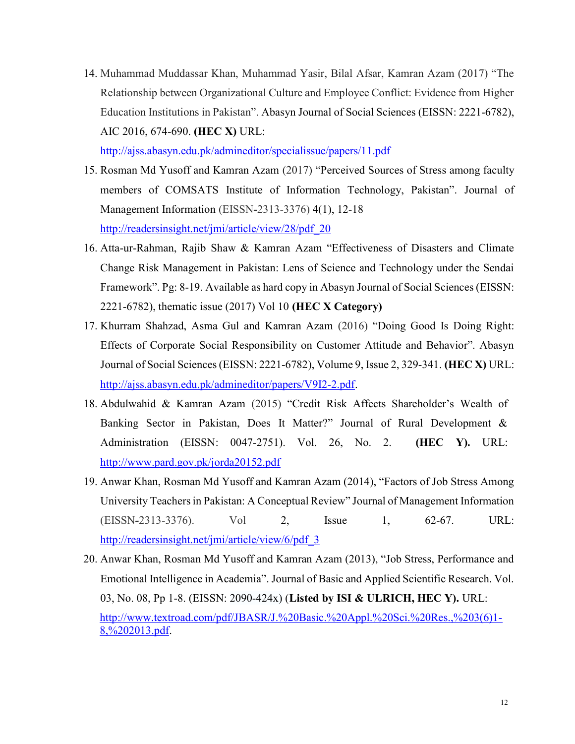14. Muhammad Muddassar Khan, Muhammad Yasir, Bilal Afsar, Kamran Azam (2017) "The Relationship between Organizational Culture and Employee Conflict: Evidence from Higher Education Institutions in Pakistan". Abasyn Journal of Social Sciences (EISSN: 2221-6782), AIC 2016, 674-690. **(HEC X)** URL: http://ajss.abasyn.edu.pk/admineditor/specialissue/papers/11.pdf
15. Rosman Md Yusoff and Kamran Azam (2017) "Perceived Sources of Stress among faculty members of COMSATS Institute of Information Technology, Pakistan". Journal of Management Information (EISSN-2313-3376) 4(1), 12-18 http://readersinsight.net/jmi/article/view/28/pdf_20
16. Atta-ur-Rahman, Rajib Shaw & Kamran Azam "Effectiveness of Disasters and Climate Change Risk Management in Pakistan: Lens of Science and Technology under the Sendai Framework". Pg: 8-19. Available as hard copy in Abasyn Journal of Social Sciences (EISSN: 2221-6782), thematic issue (2017) Vol 10 **(HEC X Category)**
17. Khurram Shahzad, Asma Gul and Kamran Azam (2016) "Doing Good Is Doing Right: Effects of Corporate Social Responsibility on Customer Attitude and Behavior". Abasyn Journal of Social Sciences (EISSN: 2221-6782), Volume 9, Issue 2, 329-341. **(HEC X)** URL: http://ajss.abasyn.edu.pk/admineditor/papers/V9I2-2.pdf.
18. Abdulwahid & Kamran Azam (2015) "Credit Risk Affects Shareholder's Wealth of Banking Sector in Pakistan, Does It Matter?" Journal of Rural Development & Administration (EISSN: 0047-2751). Vol. 26, No. 2. **(HEC Y).** URL: http://www.pard.gov.pk/jorda20152.pdf
19. Anwar Khan, Rosman Md Yusoff and Kamran Azam (2014), "Factors of Job Stress Among University Teachers in Pakistan: A Conceptual Review" Journal of Management Information (EISSN-2313-3376). Vol 2, Issue 1, 62-67. URL: http://readersinsight.net/jmi/article/view/6/pdf_3
20. Anwar Khan, Rosman Md Yusoff and Kamran Azam (2013), "Job Stress, Performance and Emotional Intelligence in Academia". Journal of Basic and Applied Scientific Research. Vol. 03, No. 08, Pp 1-8. (EISSN: 2090-424x) (**Listed by ISI & ULRICH, HEC Y).** URL: http://www.textroad.com/pdf/JBASR/J.%20Basic.%20Appl.%20Sci.%20Res.,%203(6)1-8,%202013.pdf.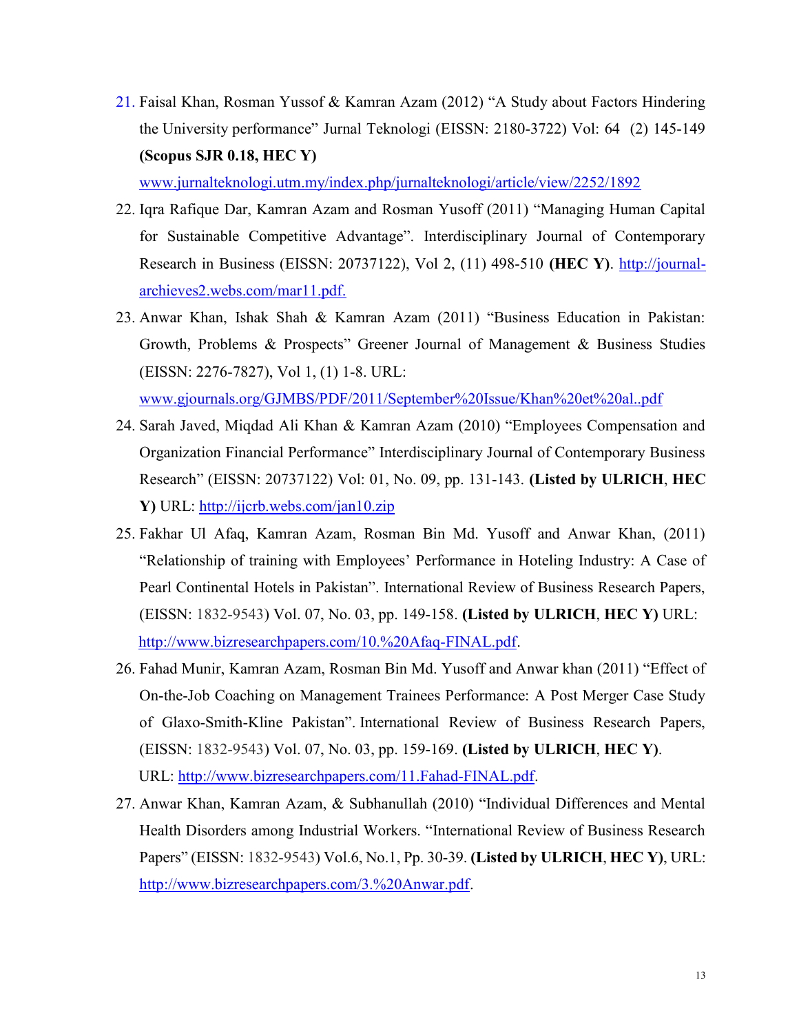21. Faisal Khan, Rosman Yussof & Kamran Azam (2012) “A Study about Factors Hindering the University performance” Jurnal Teknologi (EISSN: 2180-3722) Vol: 64 (2) 145-149 **(Scopus SJR 0.18, HEC Y)** www.jurnalteknologi.utm.my/index.php/jurnalteknologi/article/view/2252/1892
22. Iqra Rafique Dar, Kamran Azam and Rosman Yusoff (2011) “Managing Human Capital for Sustainable Competitive Advantage”. Interdisciplinary Journal of Contemporary Research in Business (EISSN: 20737122), Vol 2, (11) 498-510 **(HEC Y)**. http://journal-archieves2.webs.com/mar11.pdf.
23. Anwar Khan, Ishak Shah & Kamran Azam (2011) “Business Education in Pakistan: Growth, Problems & Prospects” Greener Journal of Management & Business Studies (EISSN: 2276-7827), Vol 1, (1) 1-8. URL: www.gjournals.org/GJMBS/PDF/2011/September%20Issue/Khan%20et%20al..pdf
24. Sarah Javed, Miqdad Ali Khan & Kamran Azam (2010) “Employees Compensation and Organization Financial Performance” Interdisciplinary Journal of Contemporary Business Research” (EISSN: 20737122) Vol: 01, No. 09, pp. 131-143. **(Listed by ULRICH**, **HEC Y)** URL: http://ijcrb.webs.com/jan10.zip
25. Fakhar Ul Afaq, Kamran Azam, Rosman Bin Md. Yusoff and Anwar Khan, (2011) “Relationship of training with Employees’ Performance in Hoteling Industry: A Case of Pearl Continental Hotels in Pakistan”. International Review of Business Research Papers, (EISSN: 1832-9543) Vol. 07, No. 03, pp. 149-158. **(Listed by ULRICH**, **HEC Y)** URL: http://www.bizresearchpapers.com/10.%20Afaq-FINAL.pdf.
26. Fahad Munir, Kamran Azam, Rosman Bin Md. Yusoff and Anwar khan (2011) “Effect of On-the-Job Coaching on Management Trainees Performance: A Post Merger Case Study of Glaxo-Smith-Kline Pakistan”. International Review of Business Research Papers, (EISSN: 1832-9543) Vol. 07, No. 03, pp. 159-169. **(Listed by ULRICH**, **HEC Y)**. URL: http://www.bizresearchpapers.com/11.Fahad-FINAL.pdf.
27. Anwar Khan, Kamran Azam, & Subhanullah (2010) “Individual Differences and Mental Health Disorders among Industrial Workers. “International Review of Business Research Papers” (EISSN: 1832-9543) Vol.6, No.1, Pp. 30-39. **(Listed by ULRICH**, **HEC Y)**, URL: http://www.bizresearchpapers.com/3.%20Anwar.pdf.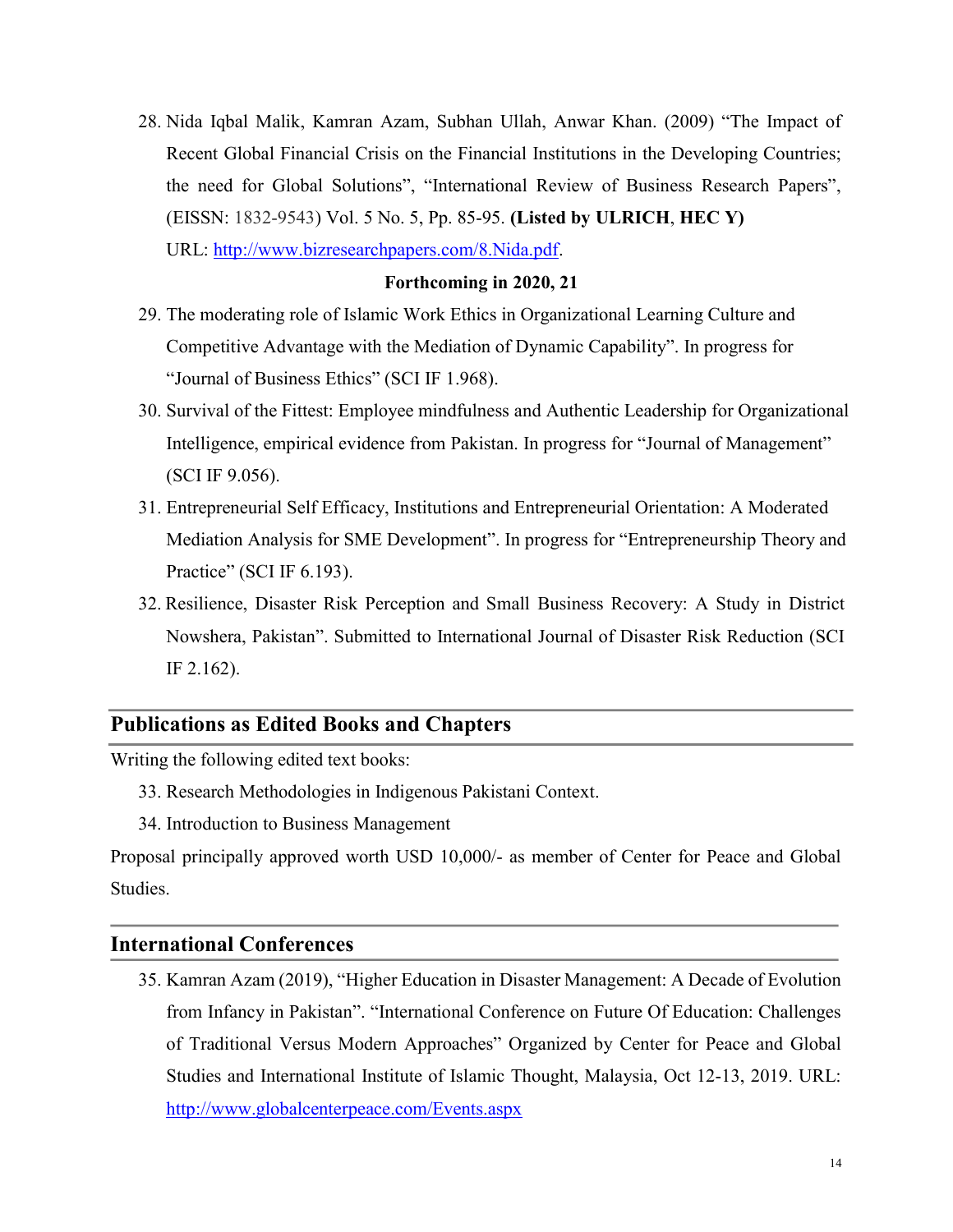28. Nida Iqbal Malik, Kamran Azam, Subhan Ullah, Anwar Khan. (2009) "The Impact of Recent Global Financial Crisis on the Financial Institutions in the Developing Countries; the need for Global Solutions", "International Review of Business Research Papers", (EISSN: 1832-9543) Vol. 5 No. 5, Pp. 85-95. **(Listed by ULRICH, HEC Y)** URL: [http://www.bizresearchpapers.com/8.Nida.pdf](http://www.bizresearchpapers.com/8.Nida.pdf).

**Forthcoming in 2020, 21**

29. The moderating role of Islamic Work Ethics in Organizational Learning Culture and Competitive Advantage with the Mediation of Dynamic Capability". In progress for "Journal of Business Ethics" (SCI IF 1.968).
30. Survival of the Fittest: Employee mindfulness and Authentic Leadership for Organizational Intelligence, empirical evidence from Pakistan. In progress for "Journal of Management" (SCI IF 9.056).
31. Entrepreneurial Self Efficacy, Institutions and Entrepreneurial Orientation: A Moderated Mediation Analysis for SME Development". In progress for "Entrepreneurship Theory and Practice" (SCI IF 6.193).
32. Resilience, Disaster Risk Perception and Small Business Recovery: A Study in District Nowshera, Pakistan". Submitted to International Journal of Disaster Risk Reduction (SCI IF 2.162).

## Publications as Edited Books and Chapters

Writing the following edited text books:

33. Research Methodologies in Indigenous Pakistani Context.
34. Introduction to Business Management

Proposal principally approved worth USD 10,000/- as member of Center for Peace and Global Studies.

## International Conferences

35. Kamran Azam (2019), "Higher Education in Disaster Management: A Decade of Evolution from Infancy in Pakistan". "International Conference on Future Of Education: Challenges of Traditional Versus Modern Approaches" Organized by Center for Peace and Global Studies and International Institute of Islamic Thought, Malaysia, Oct 12-13, 2019. URL: [http://www.globalcenterpeace.com/Events.aspx](http://www.globalcenterpeace.com/Events.aspx)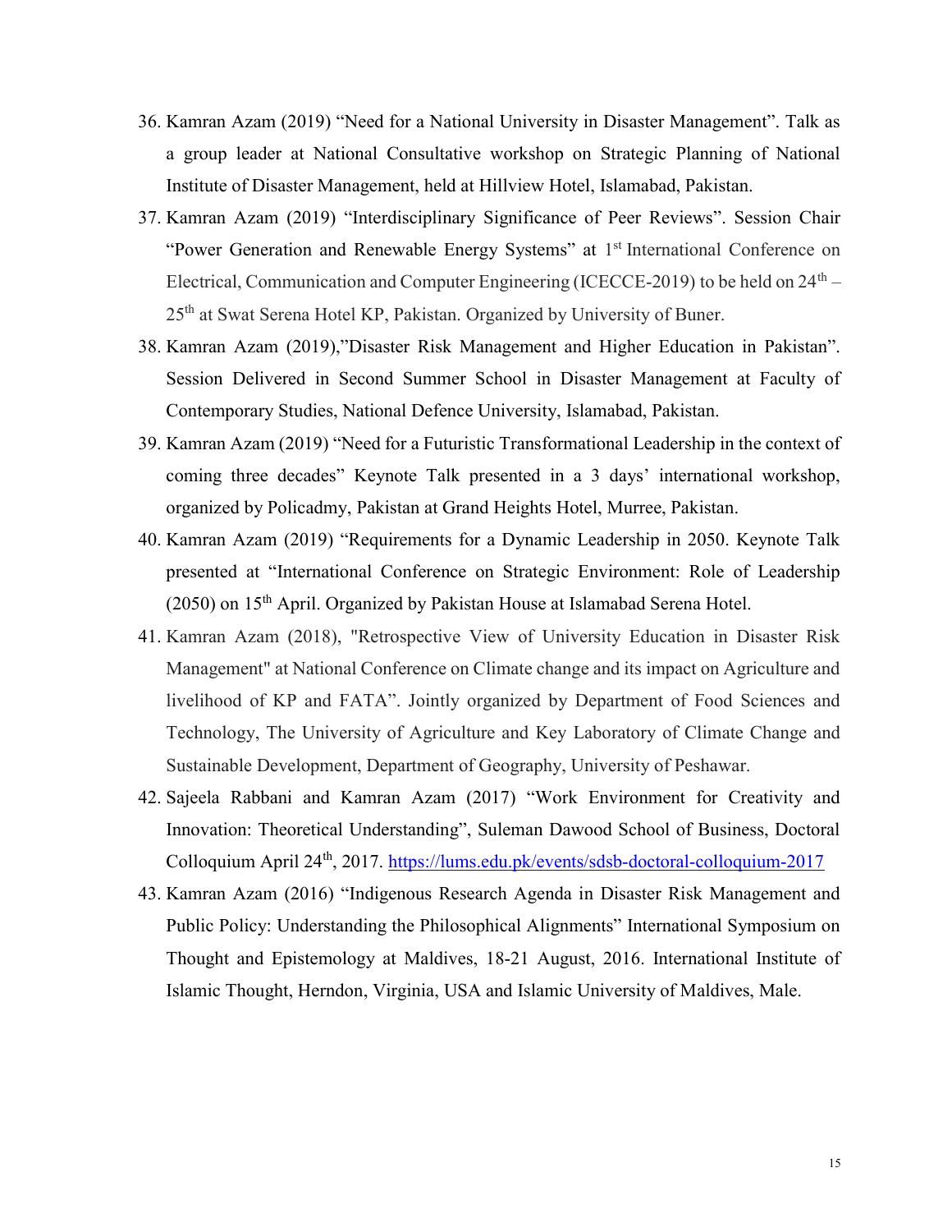36. Kamran Azam (2019) “Need for a National University in Disaster Management”. Talk as a group leader at National Consultative workshop on Strategic Planning of National Institute of Disaster Management, held at Hillview Hotel, Islamabad, Pakistan.
37. Kamran Azam (2019) “Interdisciplinary Significance of Peer Reviews”. Session Chair “Power Generation and Renewable Energy Systems” at 1st International Conference on Electrical, Communication and Computer Engineering (ICECCE-2019) to be held on 24th – 25th at Swat Serena Hotel KP, Pakistan. Organized by University of Buner.
38. Kamran Azam (2019),”Disaster Risk Management and Higher Education in Pakistan”. Session Delivered in Second Summer School in Disaster Management at Faculty of Contemporary Studies, National Defence University, Islamabad, Pakistan.
39. Kamran Azam (2019) “Need for a Futuristic Transformational Leadership in the context of coming three decades” Keynote Talk presented in a 3 days’ international workshop, organized by Policadmy, Pakistan at Grand Heights Hotel, Murree, Pakistan.
40. Kamran Azam (2019) “Requirements for a Dynamic Leadership in 2050. Keynote Talk presented at “International Conference on Strategic Environment: Role of Leadership (2050) on 15th April. Organized by Pakistan House at Islamabad Serena Hotel.
41. Kamran Azam (2018), "Retrospective View of University Education in Disaster Risk Management" at National Conference on Climate change and its impact on Agriculture and livelihood of KP and FATA”. Jointly organized by Department of Food Sciences and Technology, The University of Agriculture and Key Laboratory of Climate Change and Sustainable Development, Department of Geography, University of Peshawar.
42. Sajeela Rabbani and Kamran Azam (2017) “Work Environment for Creativity and Innovation: Theoretical Understanding”, Suleman Dawood School of Business, Doctoral Colloquium April 24th, 2017. https://lums.edu.pk/events/sdsb-doctoral-colloquium-2017
43. Kamran Azam (2016) “Indigenous Research Agenda in Disaster Risk Management and Public Policy: Understanding the Philosophical Alignments” International Symposium on Thought and Epistemology at Maldives, 18-21 August, 2016. International Institute of Islamic Thought, Herndon, Virginia, USA and Islamic University of Maldives, Male.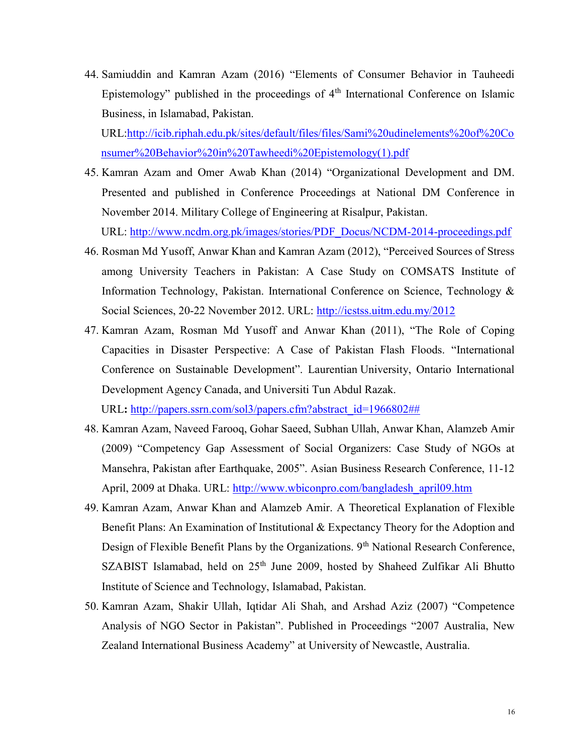44. Samiuddin and Kamran Azam (2016) "Elements of Consumer Behavior in Tauheedi Epistemology" published in the proceedings of 4th International Conference on Islamic Business, in Islamabad, Pakistan.
    URL:http://icib.riphah.edu.pk/sites/default/files/files/Sami%20udinelements%20of%20Consumer%20Behavior%20in%20Tawheedi%20Epistemology(1).pdf
45. Kamran Azam and Omer Awab Khan (2014) "Organizational Development and DM. Presented and published in Conference Proceedings at National DM Conference in November 2014. Military College of Engineering at Risalpur, Pakistan.
    URL: http://www.ncdm.org.pk/images/stories/PDF_Docus/NCDM-2014-proceedings.pdf
46. Rosman Md Yusoff, Anwar Khan and Kamran Azam (2012), "Perceived Sources of Stress among University Teachers in Pakistan: A Case Study on COMSATS Institute of Information Technology, Pakistan. International Conference on Science, Technology & Social Sciences, 20-22 November 2012. URL: http://icstss.uitm.edu.my/2012
47. Kamran Azam, Rosman Md Yusoff and Anwar Khan (2011), "The Role of Coping Capacities in Disaster Perspective: A Case of Pakistan Flash Floods. "International Conference on Sustainable Development". Laurentian University, Ontario International Development Agency Canada, and Universiti Tun Abdul Razak.
    URL**:** http://papers.ssrn.com/sol3/papers.cfm?abstract_id=1966802##
48. Kamran Azam, Naveed Farooq, Gohar Saeed, Subhan Ullah, Anwar Khan, Alamzeb Amir (2009) "Competency Gap Assessment of Social Organizers: Case Study of NGOs at Mansehra, Pakistan after Earthquake, 2005". Asian Business Research Conference, 11-12 April, 2009 at Dhaka. URL: http://www.wbiconpro.com/bangladesh_april09.htm
49. Kamran Azam, Anwar Khan and Alamzeb Amir. A Theoretical Explanation of Flexible Benefit Plans: An Examination of Institutional & Expectancy Theory for the Adoption and Design of Flexible Benefit Plans by the Organizations. 9th National Research Conference, SZABIST Islamabad, held on 25th June 2009, hosted by Shaheed Zulfikar Ali Bhutto Institute of Science and Technology, Islamabad, Pakistan.
50. Kamran Azam, Shakir Ullah, Iqtidar Ali Shah, and Arshad Aziz (2007) "Competence Analysis of NGO Sector in Pakistan". Published in Proceedings "2007 Australia, New Zealand International Business Academy" at University of Newcastle, Australia.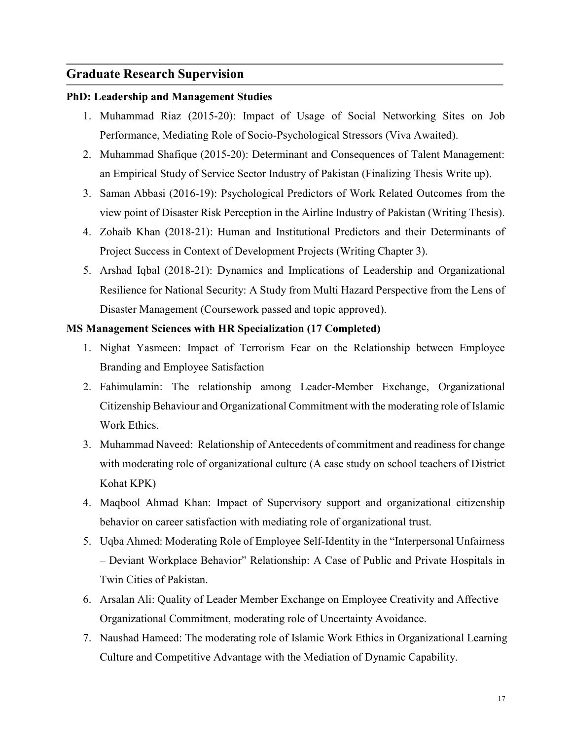## Graduate Research Supervision

**PhD: Leadership and Management Studies**

1. Muhammad Riaz (2015-20): Impact of Usage of Social Networking Sites on Job Performance, Mediating Role of Socio-Psychological Stressors (Viva Awaited).
2. Muhammad Shafique (2015-20): Determinant and Consequences of Talent Management: an Empirical Study of Service Sector Industry of Pakistan (Finalizing Thesis Write up).
3. Saman Abbasi (2016-19): Psychological Predictors of Work Related Outcomes from the view point of Disaster Risk Perception in the Airline Industry of Pakistan (Writing Thesis).
4. Zohaib Khan (2018-21): Human and Institutional Predictors and their Determinants of Project Success in Context of Development Projects (Writing Chapter 3).
5. Arshad Iqbal (2018-21): Dynamics and Implications of Leadership and Organizational Resilience for National Security: A Study from Multi Hazard Perspective from the Lens of Disaster Management (Coursework passed and topic approved).

**MS Management Sciences with HR Specialization (17 Completed)**

1. Nighat Yasmeen: Impact of Terrorism Fear on the Relationship between Employee Branding and Employee Satisfaction
2. Fahimulamin: The relationship among Leader-Member Exchange, Organizational Citizenship Behaviour and Organizational Commitment with the moderating role of Islamic Work Ethics.
3. Muhammad Naveed: Relationship of Antecedents of commitment and readiness for change with moderating role of organizational culture (A case study on school teachers of District Kohat KPK)
4. Maqbool Ahmad Khan: Impact of Supervisory support and organizational citizenship behavior on career satisfaction with mediating role of organizational trust.
5. Uqba Ahmed: Moderating Role of Employee Self-Identity in the "Interpersonal Unfairness – Deviant Workplace Behavior" Relationship: A Case of Public and Private Hospitals in Twin Cities of Pakistan.
6. Arsalan Ali: Quality of Leader Member Exchange on Employee Creativity and Affective Organizational Commitment, moderating role of Uncertainty Avoidance.
7. Naushad Hameed: The moderating role of Islamic Work Ethics in Organizational Learning Culture and Competitive Advantage with the Mediation of Dynamic Capability.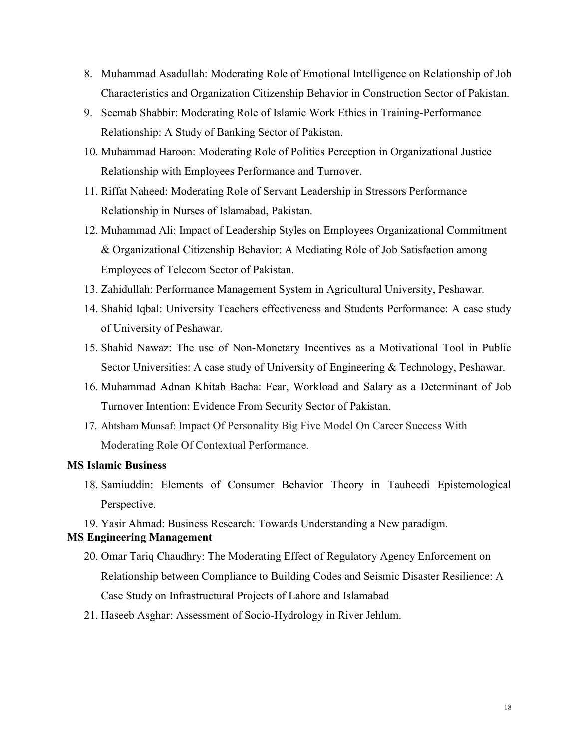8. Muhammad Asadullah: Moderating Role of Emotional Intelligence on Relationship of Job Characteristics and Organization Citizenship Behavior in Construction Sector of Pakistan.
9. Seemab Shabbir: Moderating Role of Islamic Work Ethics in Training-Performance Relationship: A Study of Banking Sector of Pakistan.
10. Muhammad Haroon: Moderating Role of Politics Perception in Organizational Justice Relationship with Employees Performance and Turnover.
11. Riffat Naheed: Moderating Role of Servant Leadership in Stressors Performance Relationship in Nurses of Islamabad, Pakistan.
12. Muhammad Ali: Impact of Leadership Styles on Employees Organizational Commitment & Organizational Citizenship Behavior: A Mediating Role of Job Satisfaction among Employees of Telecom Sector of Pakistan.
13. Zahidullah: Performance Management System in Agricultural University, Peshawar.
14. Shahid Iqbal: University Teachers effectiveness and Students Performance: A case study of University of Peshawar.
15. Shahid Nawaz: The use of Non-Monetary Incentives as a Motivational Tool in Public Sector Universities: A case study of University of Engineering & Technology, Peshawar.
16. Muhammad Adnan Khitab Bacha: Fear, Workload and Salary as a Determinant of Job Turnover Intention: Evidence From Security Sector of Pakistan.
17. Ahtsham Munsaf: Impact Of Personality Big Five Model On Career Success With Moderating Role Of Contextual Performance.

**MS Islamic Business**

18. Samiuddin: Elements of Consumer Behavior Theory in Tauheedi Epistemological Perspective.
19. Yasir Ahmad: Business Research: Towards Understanding a New paradigm.

**MS Engineering Management**

20. Omar Tariq Chaudhry: The Moderating Effect of Regulatory Agency Enforcement on Relationship between Compliance to Building Codes and Seismic Disaster Resilience: A Case Study on Infrastructural Projects of Lahore and Islamabad
21. Haseeb Asghar: Assessment of Socio-Hydrology in River Jehlum.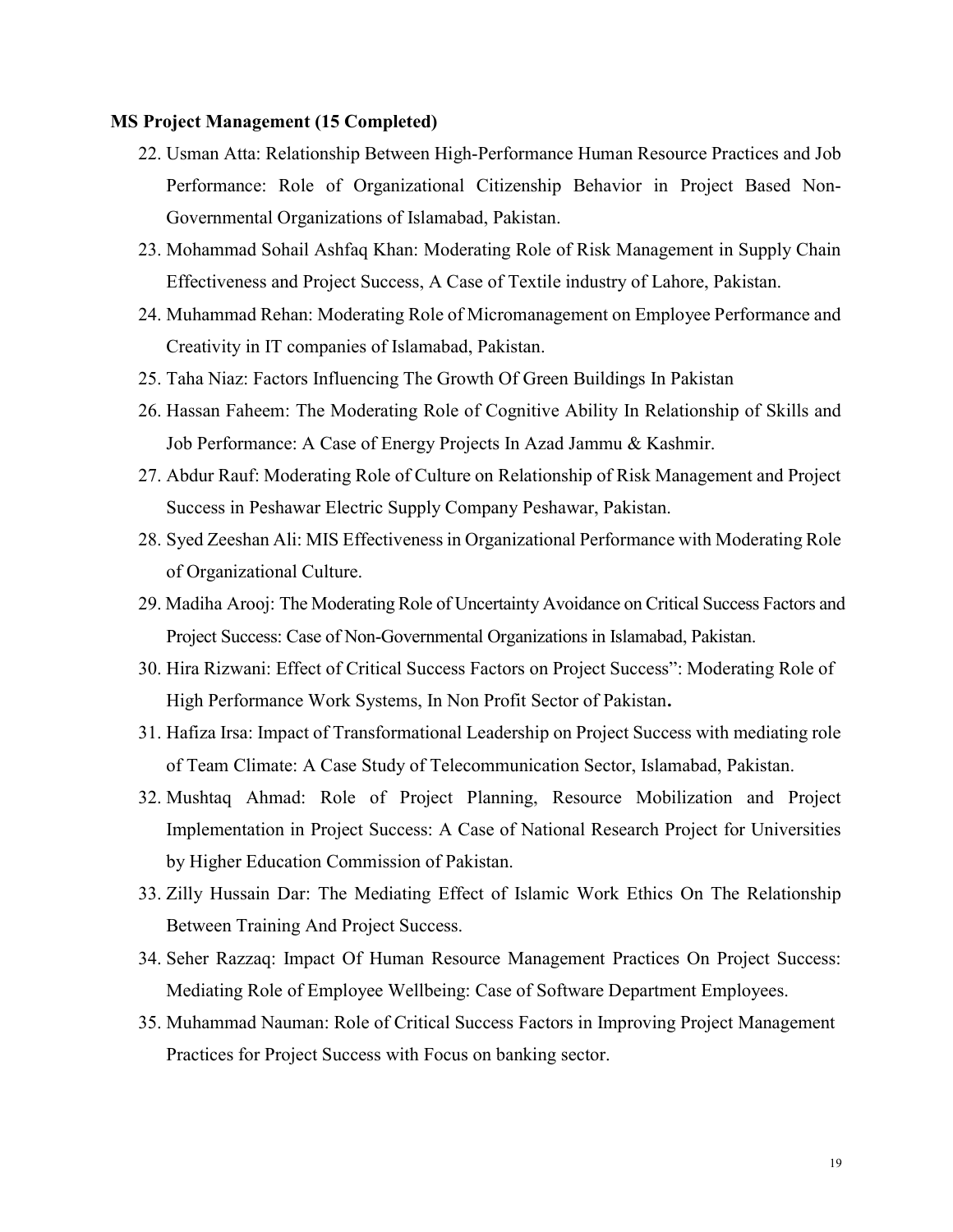**MS Project Management (15 Completed)**

22. Usman Atta: Relationship Between High-Performance Human Resource Practices and Job Performance: Role of Organizational Citizenship Behavior in Project Based Non-Governmental Organizations of Islamabad, Pakistan.
23. Mohammad Sohail Ashfaq Khan: Moderating Role of Risk Management in Supply Chain Effectiveness and Project Success, A Case of Textile industry of Lahore, Pakistan.
24. Muhammad Rehan: Moderating Role of Micromanagement on Employee Performance and Creativity in IT companies of Islamabad, Pakistan.
25. Taha Niaz: Factors Influencing The Growth Of Green Buildings In Pakistan
26. Hassan Faheem: The Moderating Role of Cognitive Ability In Relationship of Skills and Job Performance: A Case of Energy Projects In Azad Jammu & Kashmir.
27. Abdur Rauf: Moderating Role of Culture on Relationship of Risk Management and Project Success in Peshawar Electric Supply Company Peshawar, Pakistan.
28. Syed Zeeshan Ali: MIS Effectiveness in Organizational Performance with Moderating Role of Organizational Culture.
29. Madiha Arooj: The Moderating Role of Uncertainty Avoidance on Critical Success Factors and Project Success: Case of Non-Governmental Organizations in Islamabad, Pakistan.
30. Hira Rizwani: Effect of Critical Success Factors on Project Success": Moderating Role of High Performance Work Systems, In Non Profit Sector of Pakistan**.**
31. Hafiza Irsa: Impact of Transformational Leadership on Project Success with mediating role of Team Climate: A Case Study of Telecommunication Sector, Islamabad, Pakistan.
32. Mushtaq Ahmad: Role of Project Planning, Resource Mobilization and Project Implementation in Project Success: A Case of National Research Project for Universities by Higher Education Commission of Pakistan.
33. Zilly Hussain Dar: The Mediating Effect of Islamic Work Ethics On The Relationship Between Training And Project Success.
34. Seher Razzaq: Impact Of Human Resource Management Practices On Project Success: Mediating Role of Employee Wellbeing: Case of Software Department Employees.
35. Muhammad Nauman: Role of Critical Success Factors in Improving Project Management Practices for Project Success with Focus on banking sector.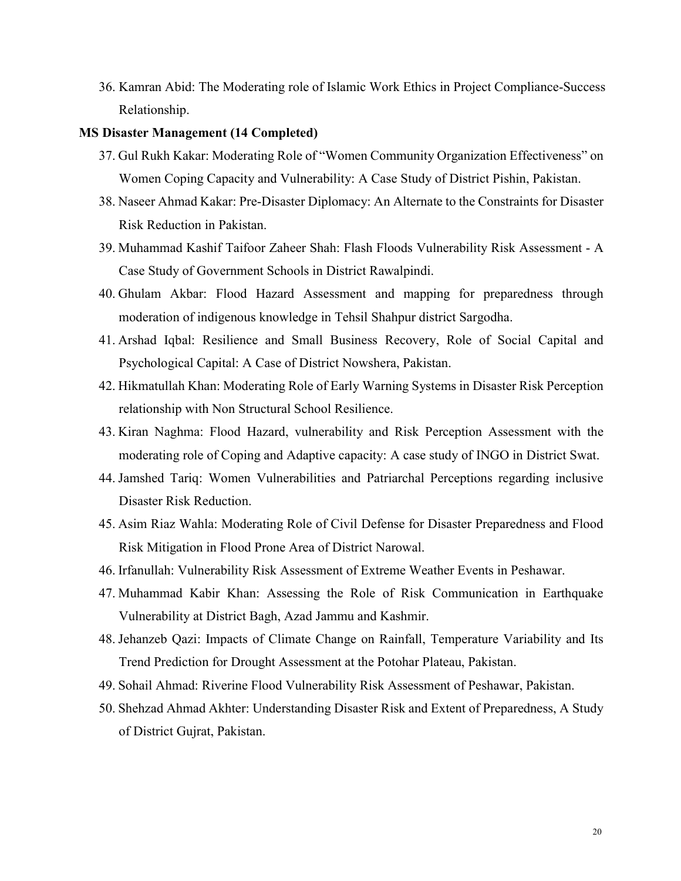36. Kamran Abid: The Moderating role of Islamic Work Ethics in Project Compliance-Success Relationship.

**MS Disaster Management (14 Completed)**

37. Gul Rukh Kakar: Moderating Role of "Women Community Organization Effectiveness" on Women Coping Capacity and Vulnerability: A Case Study of District Pishin, Pakistan.
38. Naseer Ahmad Kakar: Pre-Disaster Diplomacy: An Alternate to the Constraints for Disaster Risk Reduction in Pakistan.
39. Muhammad Kashif Taifoor Zaheer Shah: Flash Floods Vulnerability Risk Assessment - A Case Study of Government Schools in District Rawalpindi.
40. Ghulam Akbar: Flood Hazard Assessment and mapping for preparedness through moderation of indigenous knowledge in Tehsil Shahpur district Sargodha.
41. Arshad Iqbal: Resilience and Small Business Recovery, Role of Social Capital and Psychological Capital: A Case of District Nowshera, Pakistan.
42. Hikmatullah Khan: Moderating Role of Early Warning Systems in Disaster Risk Perception relationship with Non Structural School Resilience.
43. Kiran Naghma: Flood Hazard, vulnerability and Risk Perception Assessment with the moderating role of Coping and Adaptive capacity: A case study of INGO in District Swat.
44. Jamshed Tariq: Women Vulnerabilities and Patriarchal Perceptions regarding inclusive Disaster Risk Reduction.
45. Asim Riaz Wahla: Moderating Role of Civil Defense for Disaster Preparedness and Flood Risk Mitigation in Flood Prone Area of District Narowal.
46. Irfanullah: Vulnerability Risk Assessment of Extreme Weather Events in Peshawar.
47. Muhammad Kabir Khan: Assessing the Role of Risk Communication in Earthquake Vulnerability at District Bagh, Azad Jammu and Kashmir.
48. Jehanzeb Qazi: Impacts of Climate Change on Rainfall, Temperature Variability and Its Trend Prediction for Drought Assessment at the Potohar Plateau, Pakistan.
49. Sohail Ahmad: Riverine Flood Vulnerability Risk Assessment of Peshawar, Pakistan.
50. Shehzad Ahmad Akhter: Understanding Disaster Risk and Extent of Preparedness, A Study of District Gujrat, Pakistan.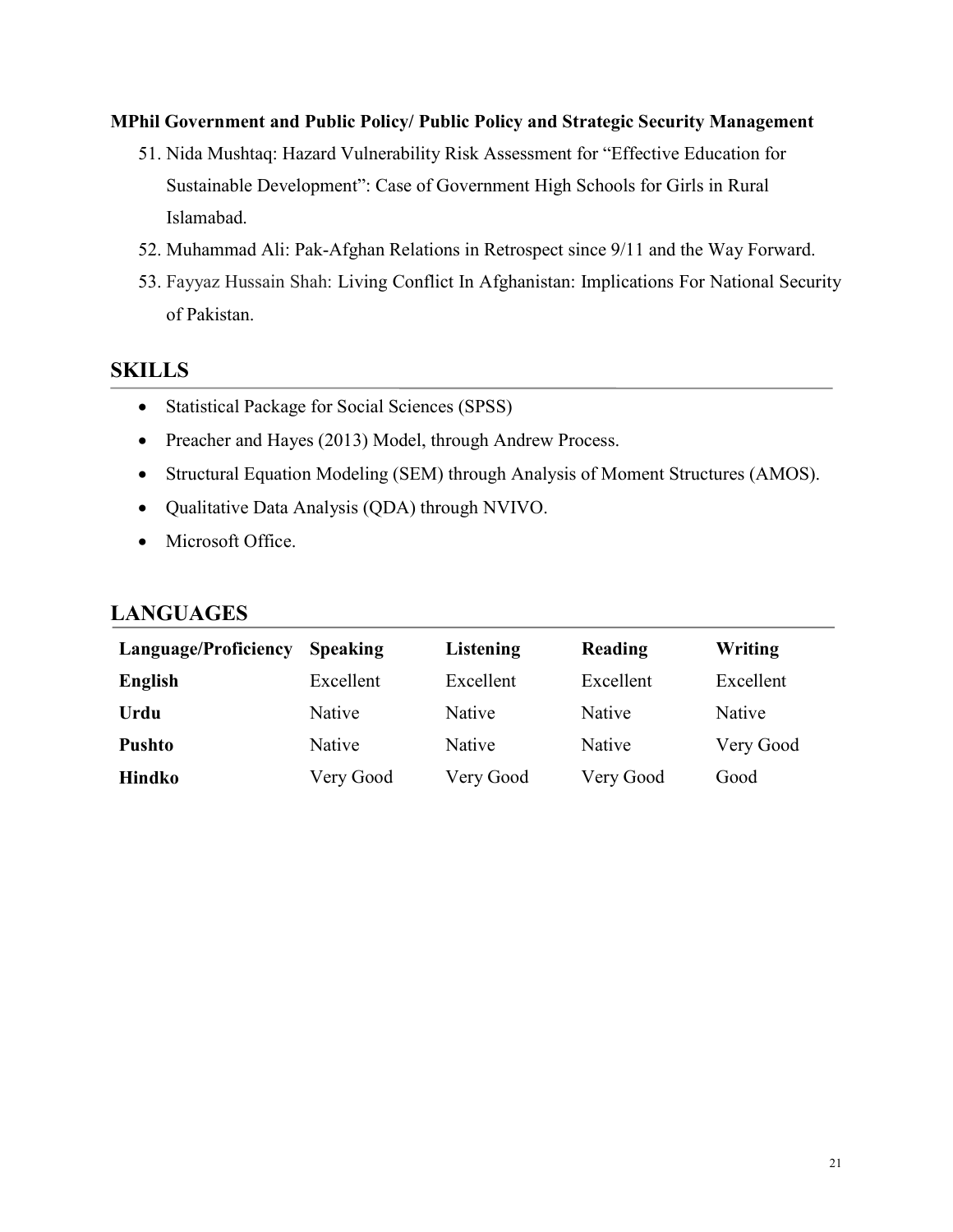**MPhil Government and Public Policy/ Public Policy and Strategic Security Management**

51. Nida Mushtaq: Hazard Vulnerability Risk Assessment for "Effective Education for Sustainable Development": Case of Government High Schools for Girls in Rural Islamabad.
52. Muhammad Ali: Pak-Afghan Relations in Retrospect since 9/11 and the Way Forward.
53. Fayyaz Hussain Shah: Living Conflict In Afghanistan: Implications For National Security of Pakistan.

## SKILLS

- Statistical Package for Social Sciences (SPSS)
- Preacher and Hayes (2013) Model, through Andrew Process.
- Structural Equation Modeling (SEM) through Analysis of Moment Structures (AMOS).
- Qualitative Data Analysis (QDA) through NVIVO.
- Microsoft Office.

## LANGUAGES

| Language/Proficiency | Speaking | Listening | Reading | Writing |
|---|---|---|---|---|
| **English** | Excellent | Excellent | Excellent | Excellent |
| **Urdu** | Native | Native | Native | Native |
| **Pushto** | Native | Native | Native | Very Good |
| **Hindko** | Very Good | Very Good | Very Good | Good |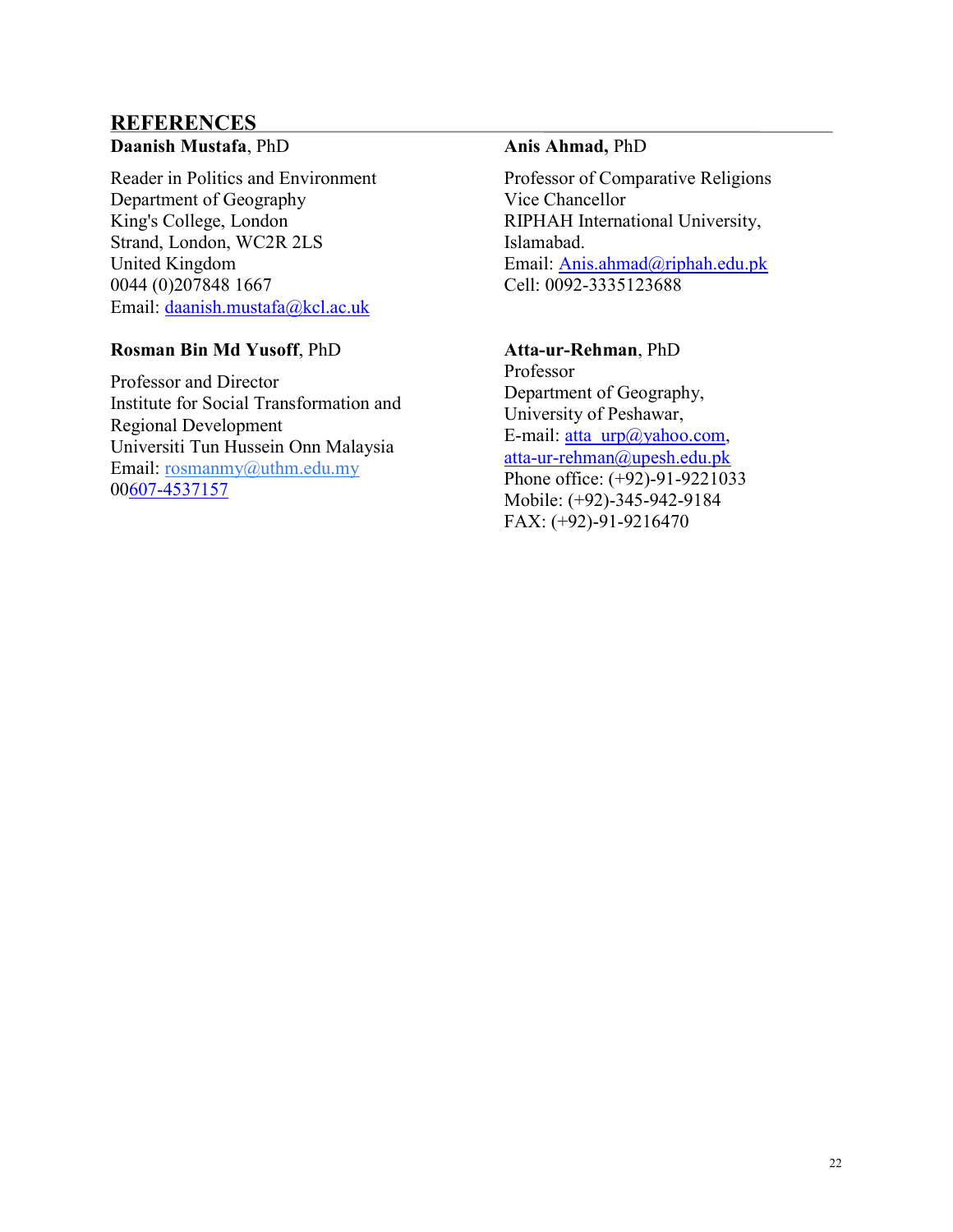## REFERENCES

**Daanish Mustafa**, PhD

Reader in Politics and Environment
Department of Geography
King's College, London
Strand, London, WC2R 2LS
United Kingdom
0044 (0)207848 1667
Email: daanish.mustafa@kcl.ac.uk

**Anis Ahmad,** PhD

Professor of Comparative Religions
Vice Chancellor
RIPHAH International University,
Islamabad.
Email: Anis.ahmad@riphah.edu.pk
Cell: 0092-3335123688

**Rosman Bin Md Yusoff**, PhD

Professor and Director
Institute for Social Transformation and Regional Development
Universiti Tun Hussein Onn Malaysia
Email: rosmanmy@uthm.edu.my
00607-4537157

**Atta-ur-Rehman**, PhD
Professor
Department of Geography,
University of Peshawar,
E-mail: atta_urp@yahoo.com,
atta-ur-rehman@upesh.edu.pk
Phone office: (+92)-91-9221033
Mobile: (+92)-345-942-9184
FAX: (+92)-91-9216470